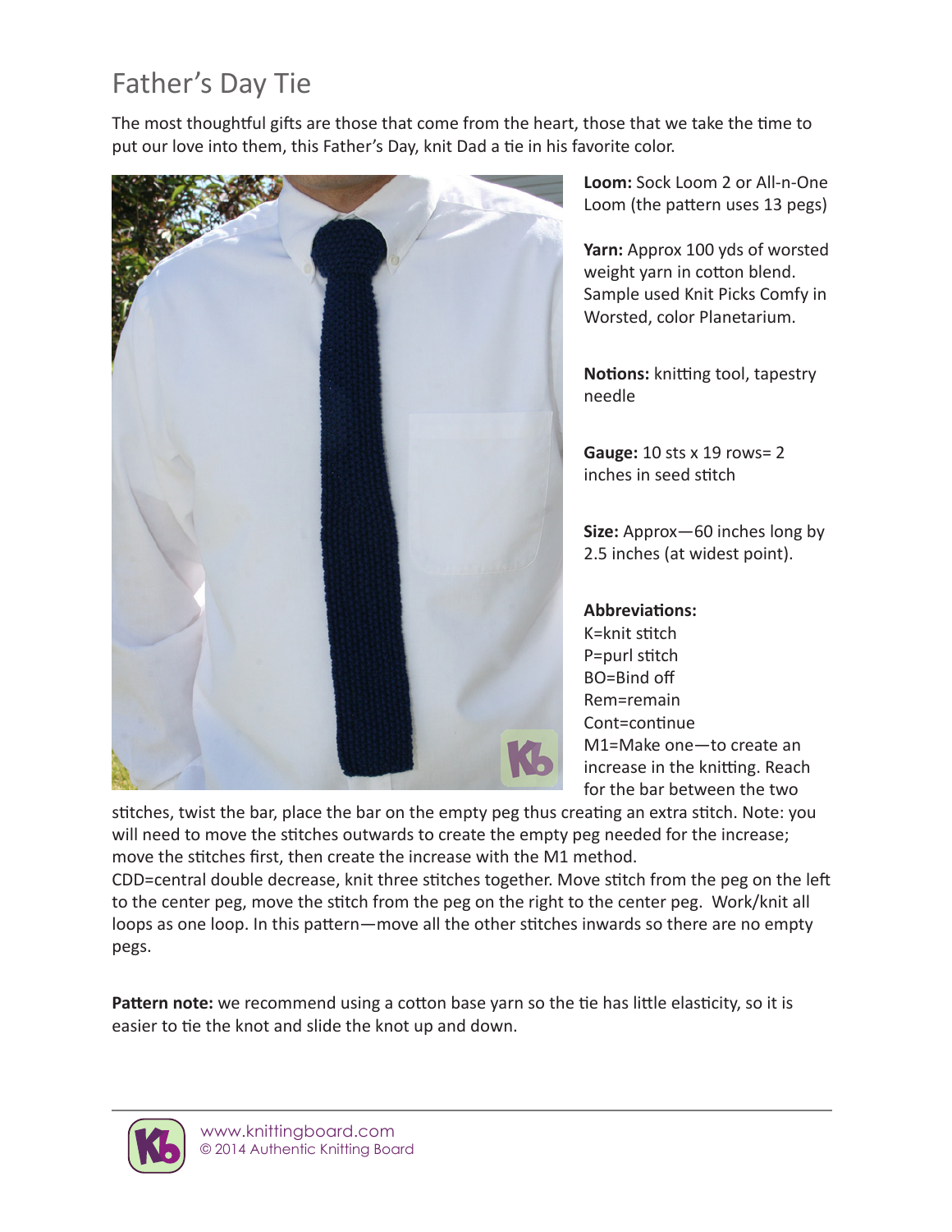# Father's Day Tie

The most thoughtful gifts are those that come from the heart, those that we take the time to put our love into them, this Father's Day, knit Dad a tie in his favorite color.

**Loom:** Sock Loom 2 or All-n-One Loom (the pattern uses 13 pegs)

**Yarn:** Approx 100 yds of worsted weight yarn in cotton blend. Sample used Knit Picks Comfy in Worsted, color Planetarium.

**Notions:** knitting tool, tapestry needle

**Gauge:** 10 sts x 19 rows= 2 inches in seed stitch

**Size:** Approx—60 inches long by 2.5 inches (at widest point).

**Abbreviations:**
K=knit stitch
P=purl stitch
BO=Bind off
Rem=remain
Cont=continue
M1=Make one—to create an increase in the knitting. Reach for the bar between the two stitches, twist the bar, place the bar on the empty peg thus creating an extra stitch. Note: you will need to move the stitches outwards to create the empty peg needed for the increase; move the stitches first, then create the increase with the M1 method.
CDD=central double decrease, knit three stitches together. Move stitch from the peg on the left to the center peg, move the stitch from the peg on the right to the center peg. Work/knit all loops as one loop. In this pattern—move all the other stitches inwards so there are no empty pegs.

**Pattern note:** we recommend using a cotton base yarn so the tie has little elasticity, so it is easier to tie the knot and slide the knot up and down.

www.knittingboard.com
© 2014 Authentic Knitting Board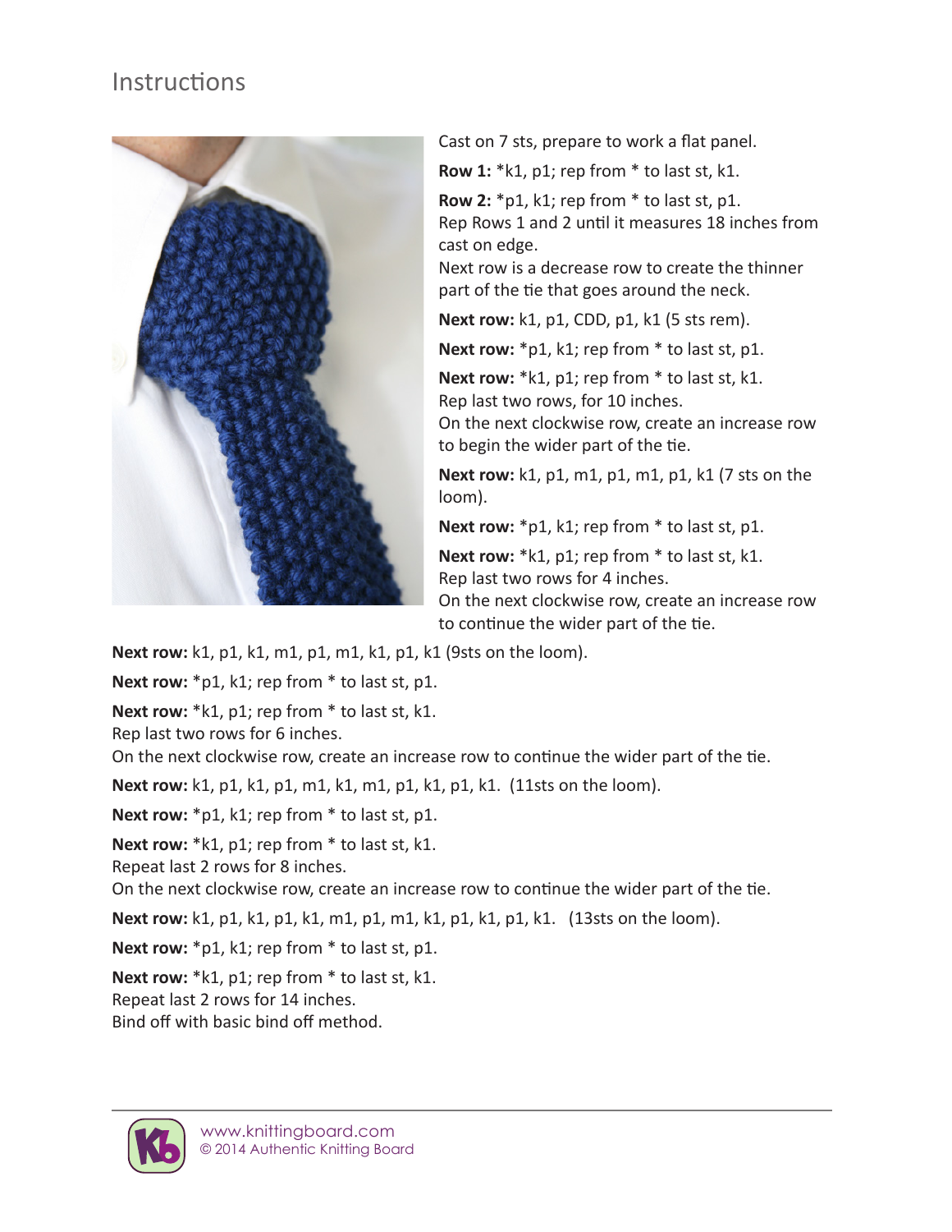## Instructions

Cast on 7 sts, prepare to work a flat panel.

**Row 1:** *k1, p1; rep from * to last st, k1.

**Row 2:** *p1, k1; rep from * to last st, p1.
Rep Rows 1 and 2 until it measures 18 inches from cast on edge.
Next row is a decrease row to create the thinner part of the tie that goes around the neck.

**Next row:** k1, p1, CDD, p1, k1 (5 sts rem).

**Next row:** *p1, k1; rep from * to last st, p1.

**Next row:** *k1, p1; rep from * to last st, k1.
Rep last two rows, for 10 inches.
On the next clockwise row, create an increase row to begin the wider part of the tie.

**Next row:** k1, p1, m1, p1, m1, p1, k1 (7 sts on the loom).

**Next row:** *p1, k1; rep from * to last st, p1.

**Next row:** *k1, p1; rep from * to last st, k1.
Rep last two rows for 4 inches.
On the next clockwise row, create an increase row to continue the wider part of the tie.

**Next row:** k1, p1, k1, m1, p1, m1, k1, p1, k1 (9sts on the loom).

**Next row:** *p1, k1; rep from * to last st, p1.

**Next row:** *k1, p1; rep from * to last st, k1.
Rep last two rows for 6 inches.
On the next clockwise row, create an increase row to continue the wider part of the tie.

**Next row:** k1, p1, k1, p1, m1, k1, m1, p1, k1, p1, k1. (11sts on the loom).

**Next row:** *p1, k1; rep from * to last st, p1.

**Next row:** *k1, p1; rep from * to last st, k1.
Repeat last 2 rows for 8 inches.
On the next clockwise row, create an increase row to continue the wider part of the tie.

**Next row:** k1, p1, k1, p1, k1, m1, p1, m1, k1, p1, k1, p1, k1. (13sts on the loom).

**Next row:** *p1, k1; rep from * to last st, p1.

**Next row:** *k1, p1; rep from * to last st, k1.
Repeat last 2 rows for 14 inches.
Bind off with basic bind off method.

www.knittingboard.com
© 2014 Authentic Knitting Board